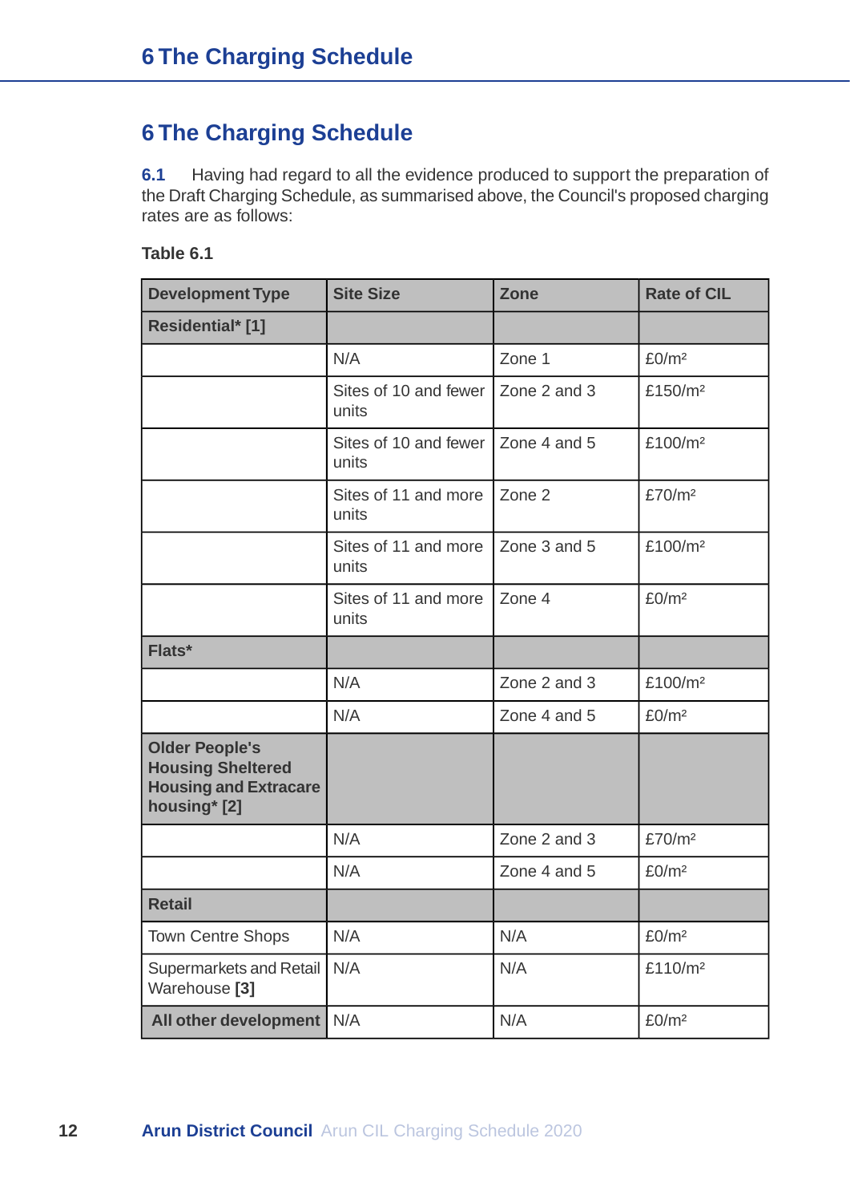# 6 The Charging Schedule

**6.1** Having had regard to all the evidence produced to support the preparation of the Draft Charging Schedule, as summarised above, the Council's proposed charging rates are as follows:

**Table 6.1**

| Development Type | Site Size | Zone | Rate of CIL |
|---|---|---|---|
| **Residential* [1]** | | | |
| | N/A | Zone 1 | £0/m² |
| | Sites of 10 and fewer units | Zone 2 and 3 | £150/m² |
| | Sites of 10 and fewer units | Zone 4 and 5 | £100/m² |
| | Sites of 11 and more units | Zone 2 | £70/m² |
| | Sites of 11 and more units | Zone 3 and 5 | £100/m² |
| | Sites of 11 and more units | Zone 4 | £0/m² |
| **Flats*** | | | |
| | N/A | Zone 2 and 3 | £100/m² |
| | N/A | Zone 4 and 5 | £0/m² |
| **Older People's Housing Sheltered Housing and Extracare housing* [2]** | | | |
| | N/A | Zone 2 and 3 | £70/m² |
| | N/A | Zone 4 and 5 | £0/m² |
| **Retail** | | | |
| Town Centre Shops | N/A | N/A | £0/m² |
| Supermarkets and Retail Warehouse **[3]** | N/A | N/A | £110/m² |
| **All other development** | N/A | N/A | £0/m² |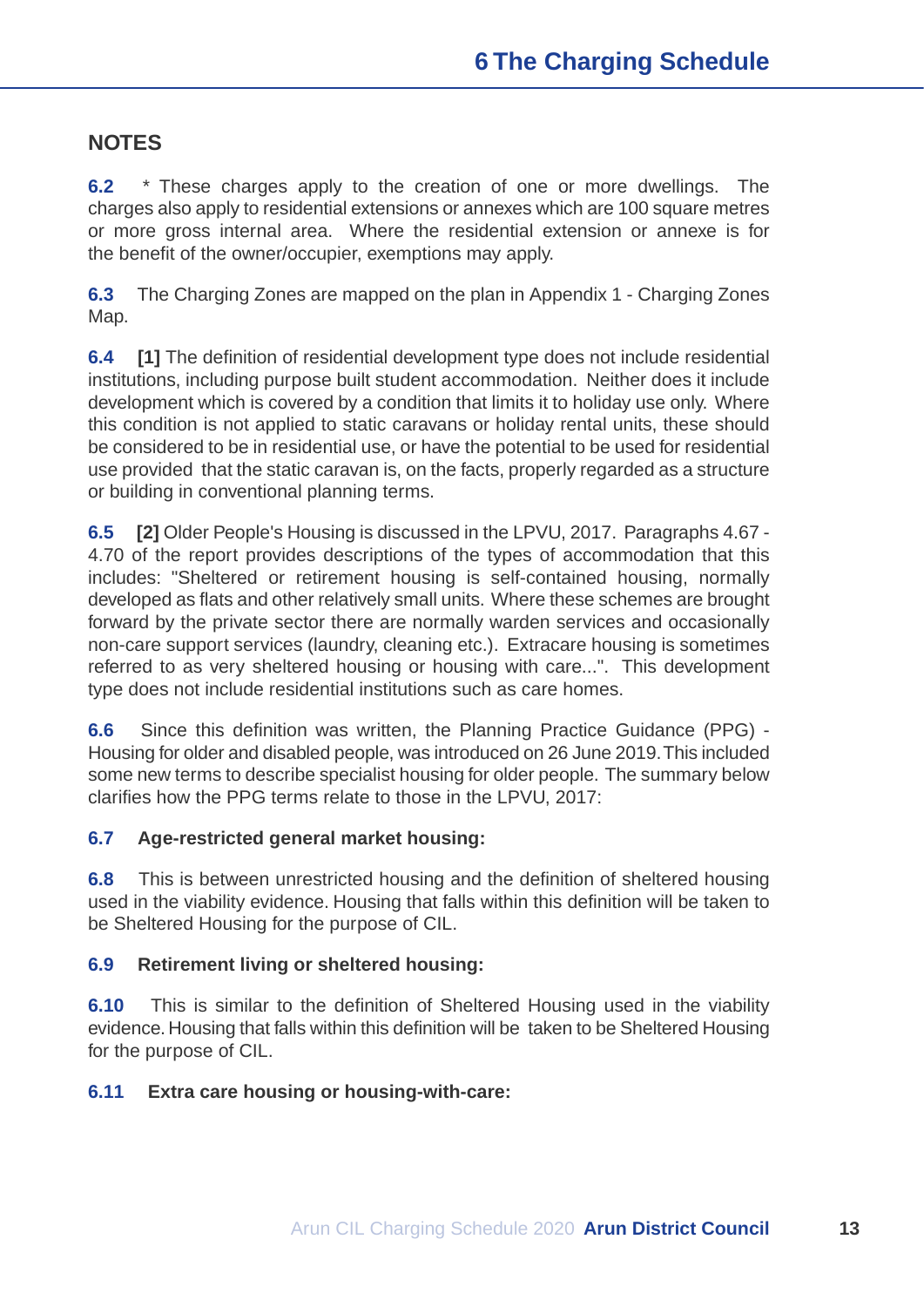## NOTES

**6.2** * These charges apply to the creation of one or more dwellings. The charges also apply to residential extensions or annexes which are 100 square metres or more gross internal area. Where the residential extension or annexe is for the benefit of the owner/occupier, exemptions may apply.

**6.3** The Charging Zones are mapped on the plan in Appendix 1 - Charging Zones Map.

**6.4** **[1]** The definition of residential development type does not include residential institutions, including purpose built student accommodation. Neither does it include development which is covered by a condition that limits it to holiday use only. Where this condition is not applied to static caravans or holiday rental units, these should be considered to be in residential use, or have the potential to be used for residential use provided that the static caravan is, on the facts, properly regarded as a structure or building in conventional planning terms.

**6.5** **[2]** Older People's Housing is discussed in the LPVU, 2017. Paragraphs 4.67 - 4.70 of the report provides descriptions of the types of accommodation that this includes: "Sheltered or retirement housing is self-contained housing, normally developed as flats and other relatively small units. Where these schemes are brought forward by the private sector there are normally warden services and occasionally non-care support services (laundry, cleaning etc.). Extracare housing is sometimes referred to as very sheltered housing or housing with care...". This development type does not include residential institutions such as care homes.

**6.6** Since this definition was written, the Planning Practice Guidance (PPG) - Housing for older and disabled people, was introduced on 26 June 2019. This included some new terms to describe specialist housing for older people. The summary below clarifies how the PPG terms relate to those in the LPVU, 2017:

**6.7 Age-restricted general market housing:**

**6.8** This is between unrestricted housing and the definition of sheltered housing used in the viability evidence. Housing that falls within this definition will be taken to be Sheltered Housing for the purpose of CIL.

**6.9 Retirement living or sheltered housing:**

**6.10** This is similar to the definition of Sheltered Housing used in the viability evidence. Housing that falls within this definition will be taken to be Sheltered Housing for the purpose of CIL.

**6.11 Extra care housing or housing-with-care:**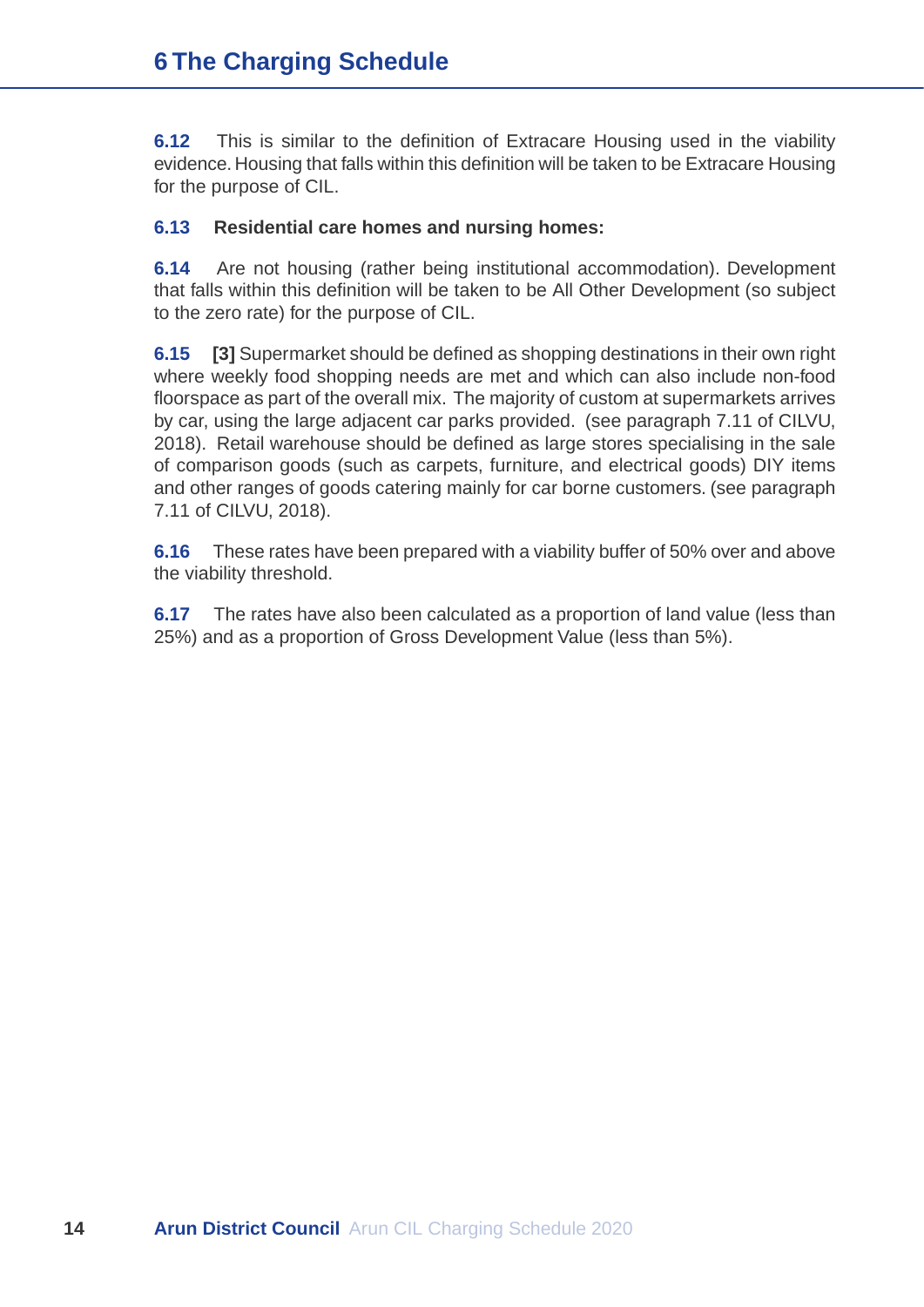**6.12** This is similar to the definition of Extracare Housing used in the viability evidence. Housing that falls within this definition will be taken to be Extracare Housing for the purpose of CIL.

**6.13** **Residential care homes and nursing homes:**

**6.14** Are not housing (rather being institutional accommodation). Development that falls within this definition will be taken to be All Other Development (so subject to the zero rate) for the purpose of CIL.

**6.15** **[3]** Supermarket should be defined as shopping destinations in their own right where weekly food shopping needs are met and which can also include non-food floorspace as part of the overall mix. The majority of custom at supermarkets arrives by car, using the large adjacent car parks provided. (see paragraph 7.11 of CILVU, 2018). Retail warehouse should be defined as large stores specialising in the sale of comparison goods (such as carpets, furniture, and electrical goods) DIY items and other ranges of goods catering mainly for car borne customers. (see paragraph 7.11 of CILVU, 2018).

**6.16** These rates have been prepared with a viability buffer of 50% over and above the viability threshold.

**6.17** The rates have also been calculated as a proportion of land value (less than 25%) and as a proportion of Gross Development Value (less than 5%).